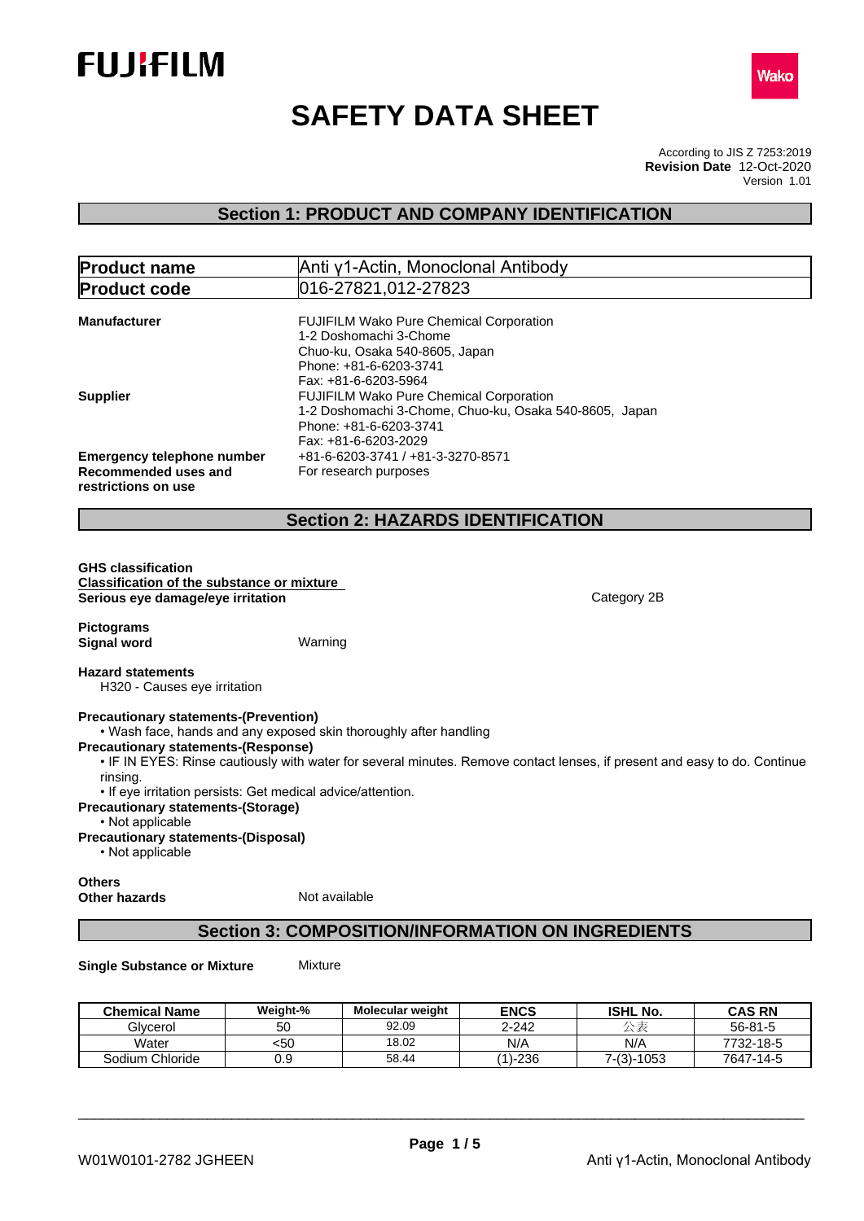FUJIFILM

Wako

# SAFETY DATA SHEET

According to JIS Z 7253:2019
**Revision Date** 12-Oct-2020
Version 1.01

## Section 1: PRODUCT AND COMPANY IDENTIFICATION

| **Product name** | Anti γ1-Actin, Monoclonal Antibody |
|---|---|
| **Product code** | 016-27821,012-27823 |

**Manufacturer**
FUJIFILM Wako Pure Chemical Corporation
1-2 Doshomachi 3-Chome
Chuo-ku, Osaka 540-8605, Japan
Phone: +81-6-6203-3741
Fax: +81-6-6203-5964

**Supplier**
FUJIFILM Wako Pure Chemical Corporation
1-2 Doshomachi 3-Chome, Chuo-ku, Osaka 540-8605, Japan
Phone: +81-6-6203-3741
Fax: +81-6-6203-2029

**Emergency telephone number** +81-6-6203-3741 / +81-3-3270-8571

**Recommended uses and restrictions on use** For research purposes

## Section 2: HAZARDS IDENTIFICATION

**GHS classification**

**Classification of the substance or mixture**

**Serious eye damage/eye irritation** Category 2B

**Pictograms**

**Signal word** Warning

**Hazard statements**

H320 - Causes eye irritation

**Precautionary statements-(Prevention)**

• Wash face, hands and any exposed skin thoroughly after handling

**Precautionary statements-(Response)**

• IF IN EYES: Rinse cautiously with water for several minutes. Remove contact lenses, if present and easy to do. Continue rinsing.

• If eye irritation persists: Get medical advice/attention.

**Precautionary statements-(Storage)**

• Not applicable

**Precautionary statements-(Disposal)**

• Not applicable

**Others**

**Other hazards** Not available

## Section 3: COMPOSITION/INFORMATION ON INGREDIENTS

**Single Substance or Mixture** Mixture

| Chemical Name | Weight-% | Molecular weight | ENCS | ISHL No. | CAS RN |
|---|---|---|---|---|---|
| Glycerol | 50 | 92.09 | 2-242 | 公表 | 56-81-5 |
| Water | <50 | 18.02 | N/A | N/A | 7732-18-5 |
| Sodium Chloride | 0.9 | 58.44 | (1)-236 | 7-(3)-1053 | 7647-14-5 |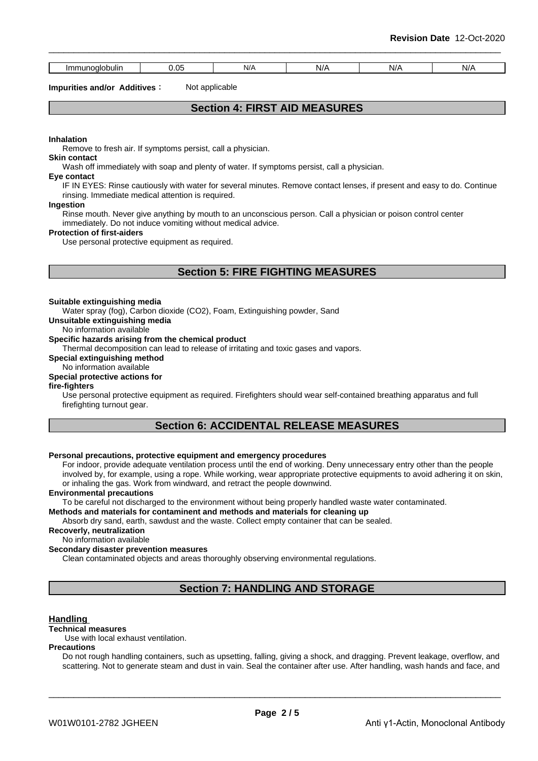| Immunoglobulin | 0.05 | N/A | N/A | N/A | N/A |
|---|---|---|---|---|---|

**Impurities and/or Additives :** Not applicable

## Section 4: FIRST AID MEASURES

**Inhalation**

Remove to fresh air. If symptoms persist, call a physician.

**Skin contact**

Wash off immediately with soap and plenty of water. If symptoms persist, call a physician.

**Eye contact**

IF IN EYES: Rinse cautiously with water for several minutes. Remove contact lenses, if present and easy to do. Continue rinsing. Immediate medical attention is required.

**Ingestion**

Rinse mouth. Never give anything by mouth to an unconscious person. Call a physician or poison control center immediately. Do not induce vomiting without medical advice.

**Protection of first-aiders**

Use personal protective equipment as required.

## Section 5: FIRE FIGHTING MEASURES

**Suitable extinguishing media**

Water spray (fog), Carbon dioxide (CO2), Foam, Extinguishing powder, Sand

**Unsuitable extinguishing media**

No information available

**Specific hazards arising from the chemical product**

Thermal decomposition can lead to release of irritating and toxic gases and vapors.

**Special extinguishing method**

No information available

**Special protective actions for fire-fighters**

Use personal protective equipment as required. Firefighters should wear self-contained breathing apparatus and full firefighting turnout gear.

## Section 6: ACCIDENTAL RELEASE MEASURES

**Personal precautions, protective equipment and emergency procedures**

For indoor, provide adequate ventilation process until the end of working. Deny unnecessary entry other than the people involved by, for example, using a rope. While working, wear appropriate protective equipments to avoid adhering it on skin, or inhaling the gas. Work from windward, and retract the people downwind.

**Environmental precautions**

To be careful not discharged to the environment without being properly handled waste water contaminated.

**Methods and materials for contaminent and methods and materials for cleaning up**

Absorb dry sand, earth, sawdust and the waste. Collect empty container that can be sealed.

**Recoverly, neutralization**

No information available

**Secondary disaster prevention measures**

Clean contaminated objects and areas thoroughly observing environmental regulations.

## Section 7: HANDLING AND STORAGE

### Handling

**Technical measures**

Use with local exhaust ventilation.

**Precautions**

Do not rough handling containers, such as upsetting, falling, giving a shock, and dragging. Prevent leakage, overflow, and scattering. Not to generate steam and dust in vain. Seal the container after use. After handling, wash hands and face, and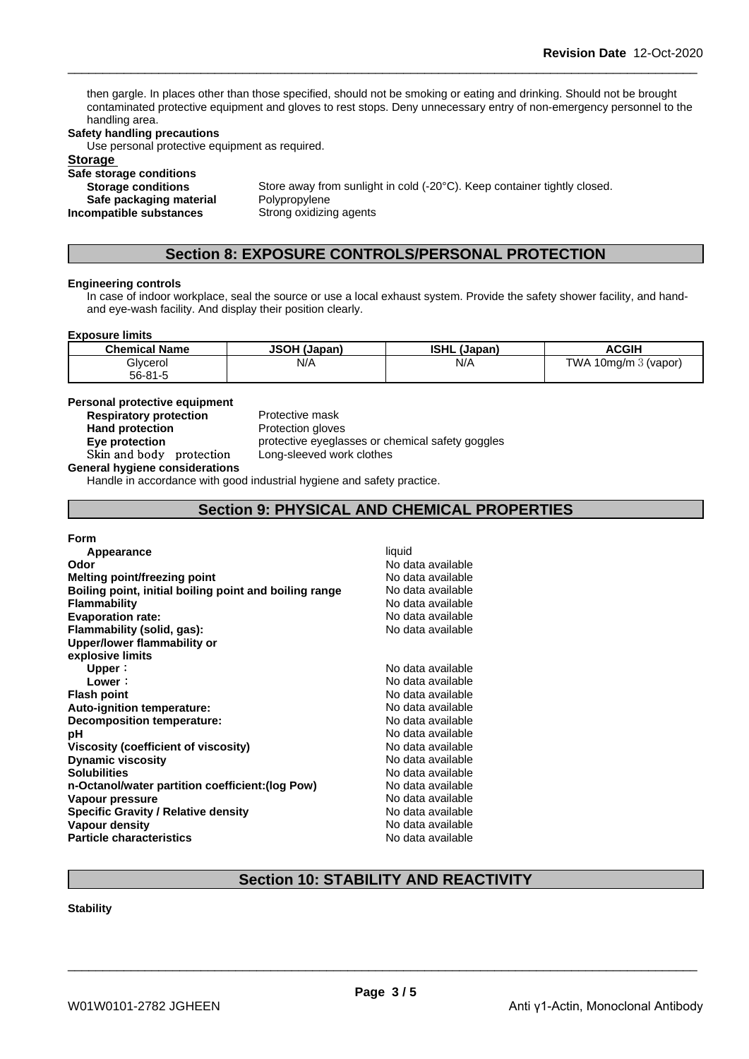then gargle. In places other than those specified, should not be smoking or eating and drinking. Should not be brought contaminated protective equipment and gloves to rest stops. Deny unnecessary entry of non-emergency personnel to the handling area.

**Safety handling precautions**

Use personal protective equipment as required.

**Storage**

**Safe storage conditions**

| | |
|---|---|
| **Storage conditions** | Store away from sunlight in cold (-20°C). Keep container tightly closed. |
| **Safe packaging material** | Polypropylene |
| **Incompatible substances** | Strong oxidizing agents |

## Section 8: EXPOSURE CONTROLS/PERSONAL PROTECTION

**Engineering controls**

In case of indoor workplace, seal the source or use a local exhaust system. Provide the safety shower facility, and hand- and eye-wash facility. And display their position clearly.

**Exposure limits**

| Chemical Name | JSOH (Japan) | ISHL (Japan) | ACGIH |
|---|---|---|---|
| Glycerol 56-81-5 | N/A | N/A | TWA 10mg/m 3 (vapor) |

**Personal protective equipment**

| | |
|---|---|
| **Respiratory protection** | Protective mask |
| **Hand protection** | Protection gloves |
| **Eye protection** | protective eyeglasses or chemical safety goggles |
| Skin and body protection | Long-sleeved work clothes |

**General hygiene considerations**

Handle in accordance with good industrial hygiene and safety practice.

## Section 9: PHYSICAL AND CHEMICAL PROPERTIES

**Form**

| | |
|---|---|
| **Appearance** | liquid |
| **Odor** | No data available |
| **Melting point/freezing point** | No data available |
| **Boiling point, initial boiling point and boiling range** | No data available |
| **Flammability** | No data available |
| **Evaporation rate:** | No data available |
| **Flammability (solid, gas):** | No data available |
| **Upper/lower flammability or explosive limits** | |
| **Upper**： | No data available |
| **Lower**： | No data available |
| **Flash point** | No data available |
| **Auto-ignition temperature:** | No data available |
| **Decomposition temperature:** | No data available |
| **pH** | No data available |
| **Viscosity (coefficient of viscosity)** | No data available |
| **Dynamic viscosity** | No data available |
| **Solubilities** | No data available |
| **n-Octanol/water partition coefficient:(log Pow)** | No data available |
| **Vapour pressure** | No data available |
| **Specific Gravity / Relative density** | No data available |
| **Vapour density** | No data available |
| **Particle characteristics** | No data available |

## Section 10: STABILITY AND REACTIVITY

**Stability**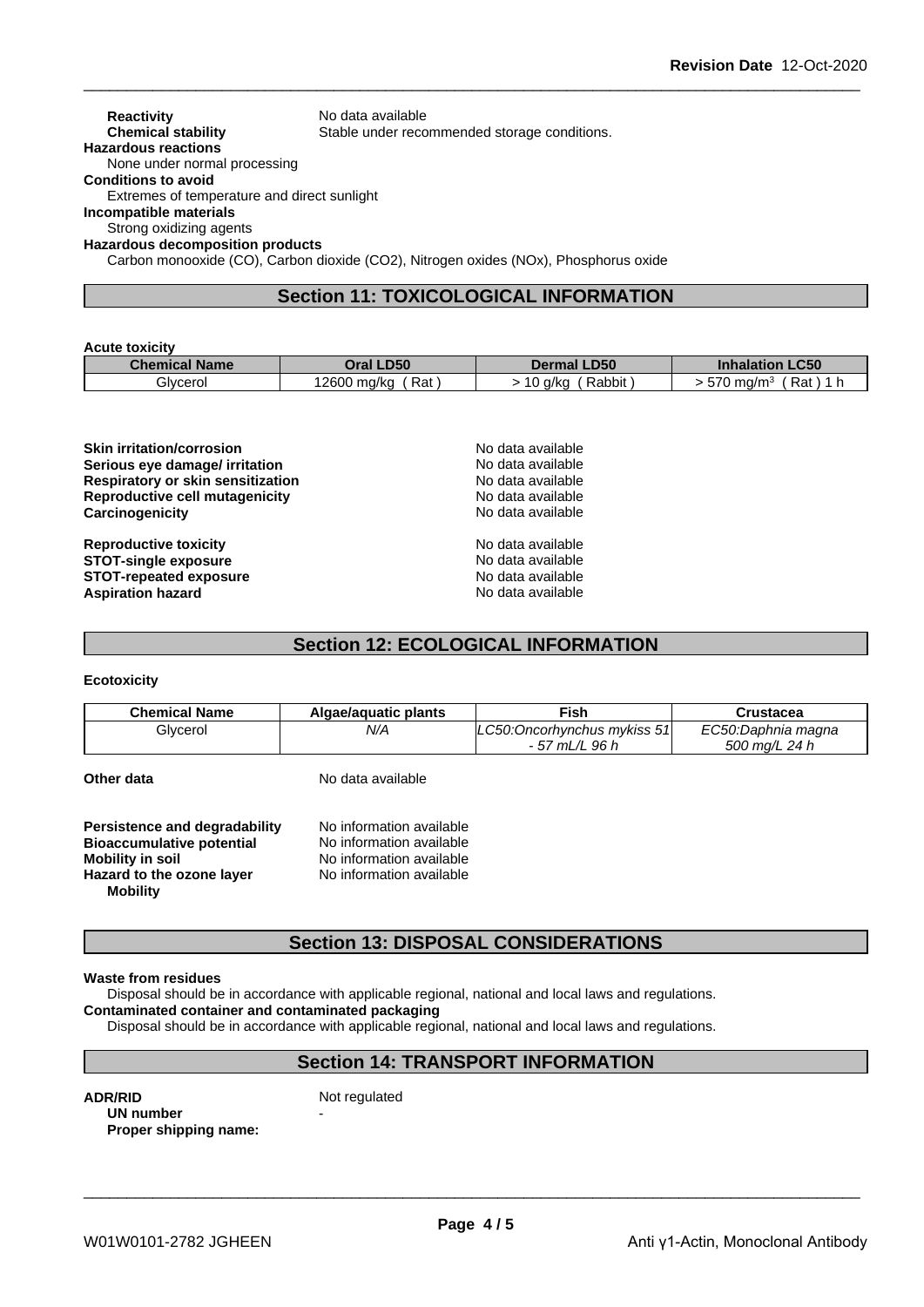**Reactivity** No data available
**Chemical stability** Stable under recommended storage conditions.

**Hazardous reactions**
None under normal processing

**Conditions to avoid**
Extremes of temperature and direct sunlight

**Incompatible materials**
Strong oxidizing agents

**Hazardous decomposition products**
Carbon monooxide (CO), Carbon dioxide ($CO_2$), Nitrogen oxides (NOx), Phosphorus oxide

## Section 11: TOXICOLOGICAL INFORMATION

**Acute toxicity**

| Chemical Name | Oral LD50 | Dermal LD50 | Inhalation LC50 |
| --- | --- | --- | --- |
| Glycerol | 12600 mg/kg ( Rat ) | > 10 g/kg ( Rabbit ) | > 570 mg/m³ ( Rat ) 1 h |

**Skin irritation/corrosion** No data available
**Serious eye damage/ irritation** No data available
**Respiratory or skin sensitization** No data available
**Reproductive cell mutagenicity** No data available
**Carcinogenicity** No data available

**Reproductive toxicity** No data available
**STOT-single exposure** No data available
**STOT-repeated exposure** No data available
**Aspiration hazard** No data available

## Section 12: ECOLOGICAL INFORMATION

**Ecotoxicity**

| Chemical Name | Algae/aquatic plants | Fish | Crustacea |
| --- | --- | --- | --- |
| Glycerol | *N/A* | *LC50:Oncorhynchus mykiss 51 - 57 mL/L 96 h* | *EC50:Daphnia magna 500 mg/L 24 h* |

**Other data** No data available

**Persistence and degradability** No information available
**Bioaccumulative potential** No information available
**Mobility in soil** No information available
**Hazard to the ozone layer** No information available
**Mobility**

## Section 13: DISPOSAL CONSIDERATIONS

**Waste from residues**
Disposal should be in accordance with applicable regional, national and local laws and regulations.

**Contaminated container and contaminated packaging**
Disposal should be in accordance with applicable regional, national and local laws and regulations.

## Section 14: TRANSPORT INFORMATION

**ADR/RID** Not regulated
**UN number** -
**Proper shipping name:**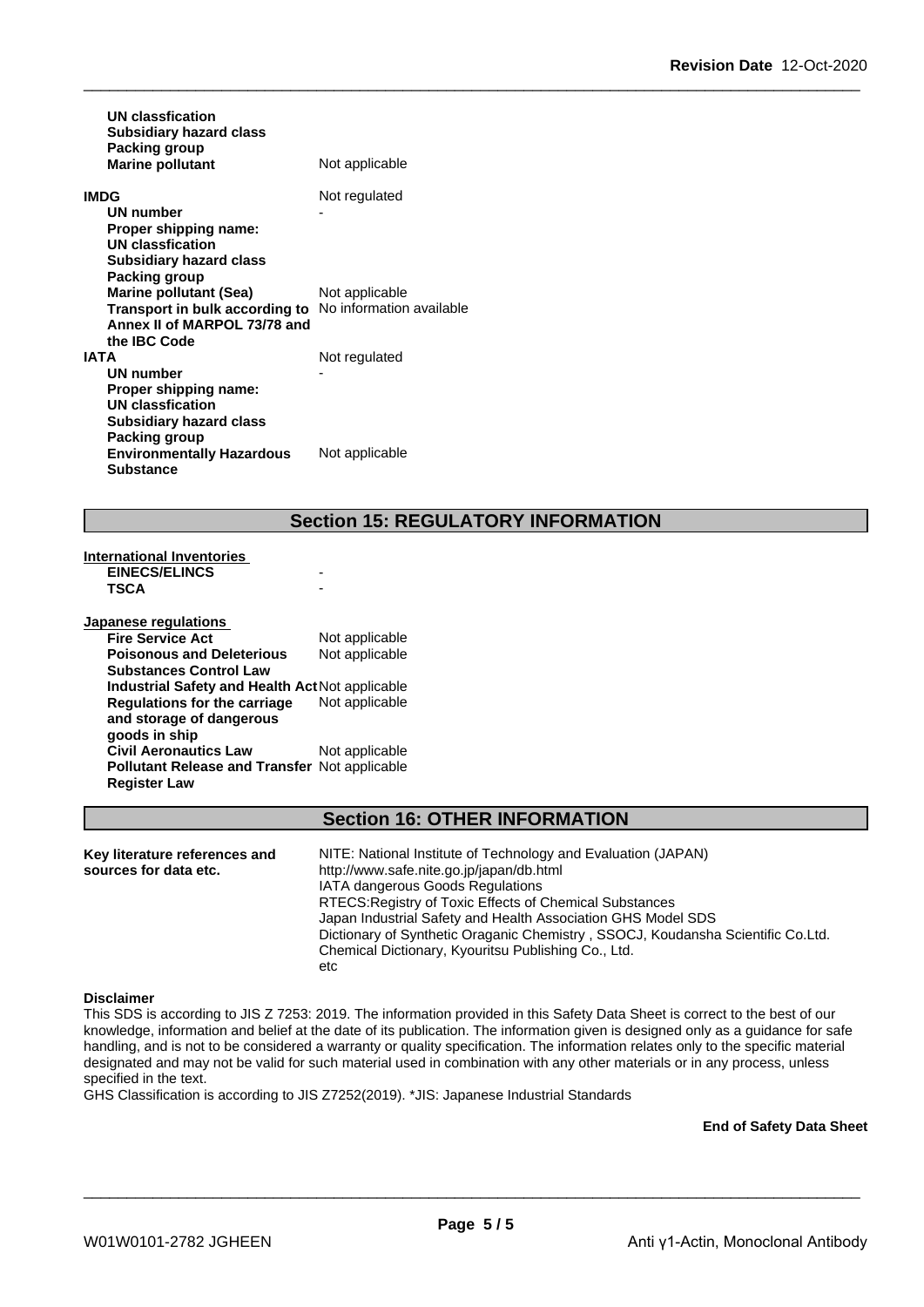| | |
|---|---|
| **UN classfication** | |
| **Subsidiary hazard class** | |
| **Packing group** | |
| **Marine pollutant** | Not applicable |

| | |
|---|---|
| **IMDG** | Not regulated |
| **UN number** | - |
| **Proper shipping name:** | |
| **UN classfication** | |
| **Subsidiary hazard class** | |
| **Packing group** | |
| **Marine pollutant (Sea)** | Not applicable |
| **Transport in bulk according to Annex II of MARPOL 73/78 and the IBC Code** | No information available |
| **IATA** | Not regulated |
| **UN number** | - |
| **Proper shipping name:** | |
| **UN classfication** | |
| **Subsidiary hazard class** | |
| **Packing group** | |
| **Environmentally Hazardous Substance** | Not applicable |

## Section 15: REGULATORY INFORMATION

**International Inventories**

| | |
|---|---|
| **EINECS/ELINCS** | - |
| **TSCA** | - |

**Japanese regulations**

| | |
|---|---|
| **Fire Service Act** | Not applicable |
| **Poisonous and Deleterious Substances Control Law** | Not applicable |
| **Industrial Safety and Health Act** | Not applicable |
| **Regulations for the carriage and storage of dangerous goods in ship** | Not applicable |
| **Civil Aeronautics Law** | Not applicable |
| **Pollutant Release and Transfer Register Law** | Not applicable |

## Section 16: OTHER INFORMATION

**Key literature references and sources for data etc.**

NITE: National Institute of Technology and Evaluation (JAPAN)
http://www.safe.nite.go.jp/japan/db.html
IATA dangerous Goods Regulations
RTECS:Registry of Toxic Effects of Chemical Substances
Japan Industrial Safety and Health Association GHS Model SDS
Dictionary of Synthetic Oraganic Chemistry , SSOCJ, Koudansha Scientific Co.Ltd.
Chemical Dictionary, Kyouritsu Publishing Co., Ltd.
etc

**Disclaimer**

This SDS is according to JIS Z 7253: 2019. The information provided in this Safety Data Sheet is correct to the best of our knowledge, information and belief at the date of its publication. The information given is designed only as a guidance for safe handling, and is not to be considered a warranty or quality specification. The information relates only to the specific material designated and may not be valid for such material used in combination with any other materials or in any process, unless specified in the text.
GHS Classification is according to JIS Z7252(2019). *JIS: Japanese Industrial Standards

**End of Safety Data Sheet**